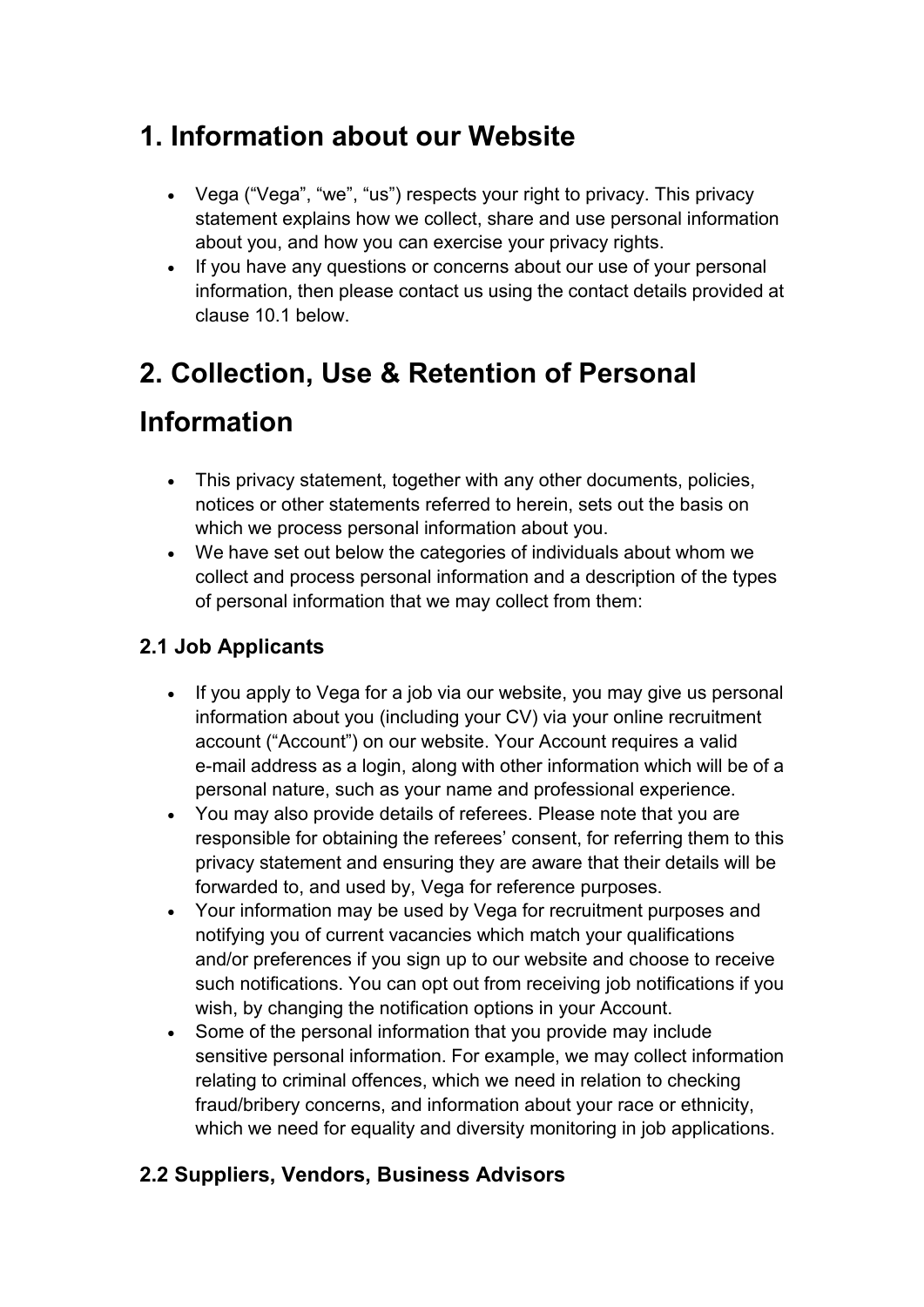# 1. Information about our Website

- Vega ("Vega", "we", "us") respects your right to privacy. This privacy statement explains how we collect, share and use personal information about you, and how you can exercise your privacy rights.
- If you have any questions or concerns about our use of your personal information, then please contact us using the contact details provided at clause 10.1 below.

# 2. Collection, Use & Retention of Personal Information

- This privacy statement, together with any other documents, policies, notices or other statements referred to herein, sets out the basis on which we process personal information about you.
- We have set out below the categories of individuals about whom we collect and process personal information and a description of the types of personal information that we may collect from them:

### 2.1 Job Applicants

- If you apply to Vega for a job via our website, you may give us personal information about you (including your CV) via your online recruitment account ("Account") on our website. Your Account requires a valid e-mail address as a login, along with other information which will be of a personal nature, such as your name and professional experience.
- You may also provide details of referees. Please note that you are responsible for obtaining the referees' consent, for referring them to this privacy statement and ensuring they are aware that their details will be forwarded to, and used by, Vega for reference purposes.
- Your information may be used by Vega for recruitment purposes and notifying you of current vacancies which match your qualifications and/or preferences if you sign up to our website and choose to receive such notifications. You can opt out from receiving job notifications if you wish, by changing the notification options in your Account.
- Some of the personal information that you provide may include sensitive personal information. For example, we may collect information relating to criminal offences, which we need in relation to checking fraud/bribery concerns, and information about your race or ethnicity, which we need for equality and diversity monitoring in job applications.

### 2.2 Suppliers, Vendors, Business Advisors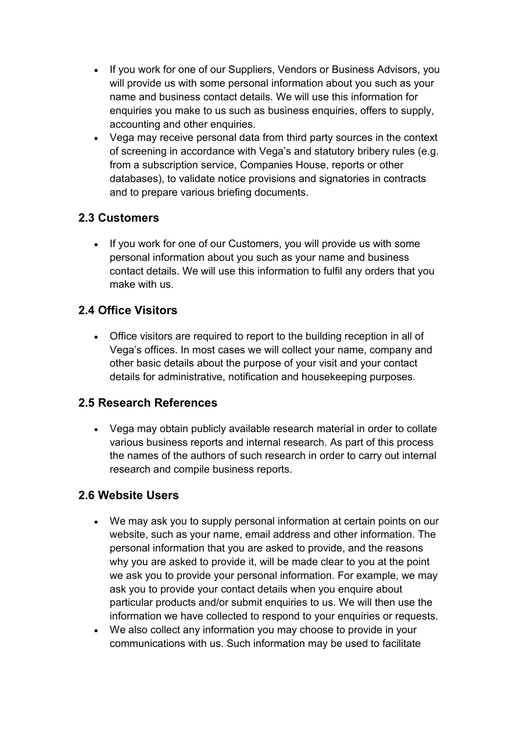- If you work for one of our Suppliers, Vendors or Business Advisors, you will provide us with some personal information about you such as your name and business contact details. We will use this information for enquiries you make to us such as business enquiries, offers to supply, accounting and other enquiries.
- Vega may receive personal data from third party sources in the context of screening in accordance with Vega's and statutory bribery rules (e.g. from a subscription service, Companies House, reports or other databases), to validate notice provisions and signatories in contracts and to prepare various briefing documents.

## 2.3 Customers

- If you work for one of our Customers, you will provide us with some personal information about you such as your name and business contact details. We will use this information to fulfil any orders that you make with us.

## 2.4 Office Visitors

- Office visitors are required to report to the building reception in all of Vega's offices. In most cases we will collect your name, company and other basic details about the purpose of your visit and your contact details for administrative, notification and housekeeping purposes.

## 2.5 Research References

- Vega may obtain publicly available research material in order to collate various business reports and internal research. As part of this process the names of the authors of such research in order to carry out internal research and compile business reports.

## 2.6 Website Users

- We may ask you to supply personal information at certain points on our website, such as your name, email address and other information. The personal information that you are asked to provide, and the reasons why you are asked to provide it, will be made clear to you at the point we ask you to provide your personal information. For example, we may ask you to provide your contact details when you enquire about particular products and/or submit enquiries to us. We will then use the information we have collected to respond to your enquiries or requests.
- We also collect any information you may choose to provide in your communications with us. Such information may be used to facilitate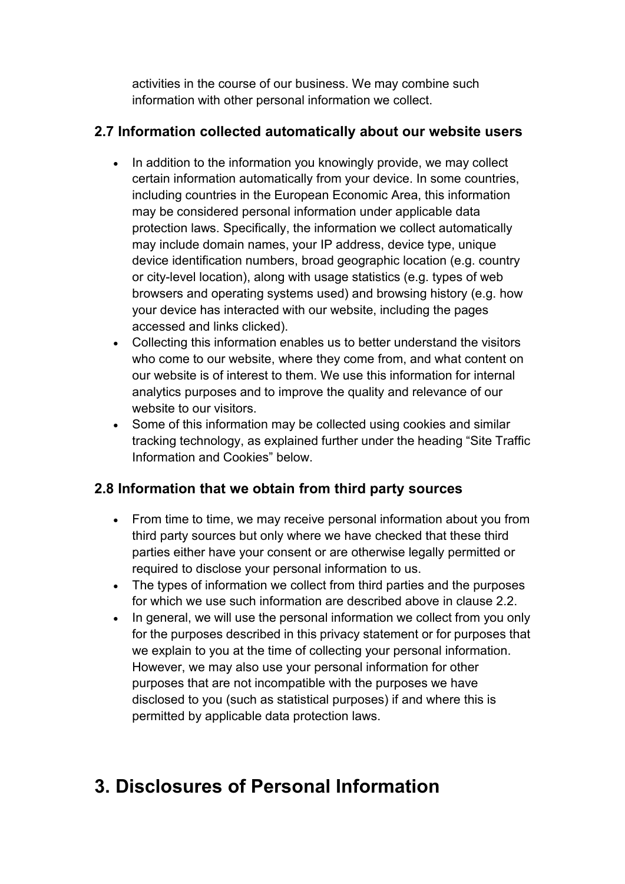activities in the course of our business. We may combine such information with other personal information we collect.

### 2.7 Information collected automatically about our website users

- In addition to the information you knowingly provide, we may collect certain information automatically from your device. In some countries, including countries in the European Economic Area, this information may be considered personal information under applicable data protection laws. Specifically, the information we collect automatically may include domain names, your IP address, device type, unique device identification numbers, broad geographic location (e.g. country or city-level location), along with usage statistics (e.g. types of web browsers and operating systems used) and browsing history (e.g. how your device has interacted with our website, including the pages accessed and links clicked).
- Collecting this information enables us to better understand the visitors who come to our website, where they come from, and what content on our website is of interest to them. We use this information for internal analytics purposes and to improve the quality and relevance of our website to our visitors.
- Some of this information may be collected using cookies and similar tracking technology, as explained further under the heading "Site Traffic Information and Cookies" below.

### 2.8 Information that we obtain from third party sources

- From time to time, we may receive personal information about you from third party sources but only where we have checked that these third parties either have your consent or are otherwise legally permitted or required to disclose your personal information to us.
- The types of information we collect from third parties and the purposes for which we use such information are described above in clause 2.2.
- In general, we will use the personal information we collect from you only for the purposes described in this privacy statement or for purposes that we explain to you at the time of collecting your personal information. However, we may also use your personal information for other purposes that are not incompatible with the purposes we have disclosed to you (such as statistical purposes) if and where this is permitted by applicable data protection laws.

## 3. Disclosures of Personal Information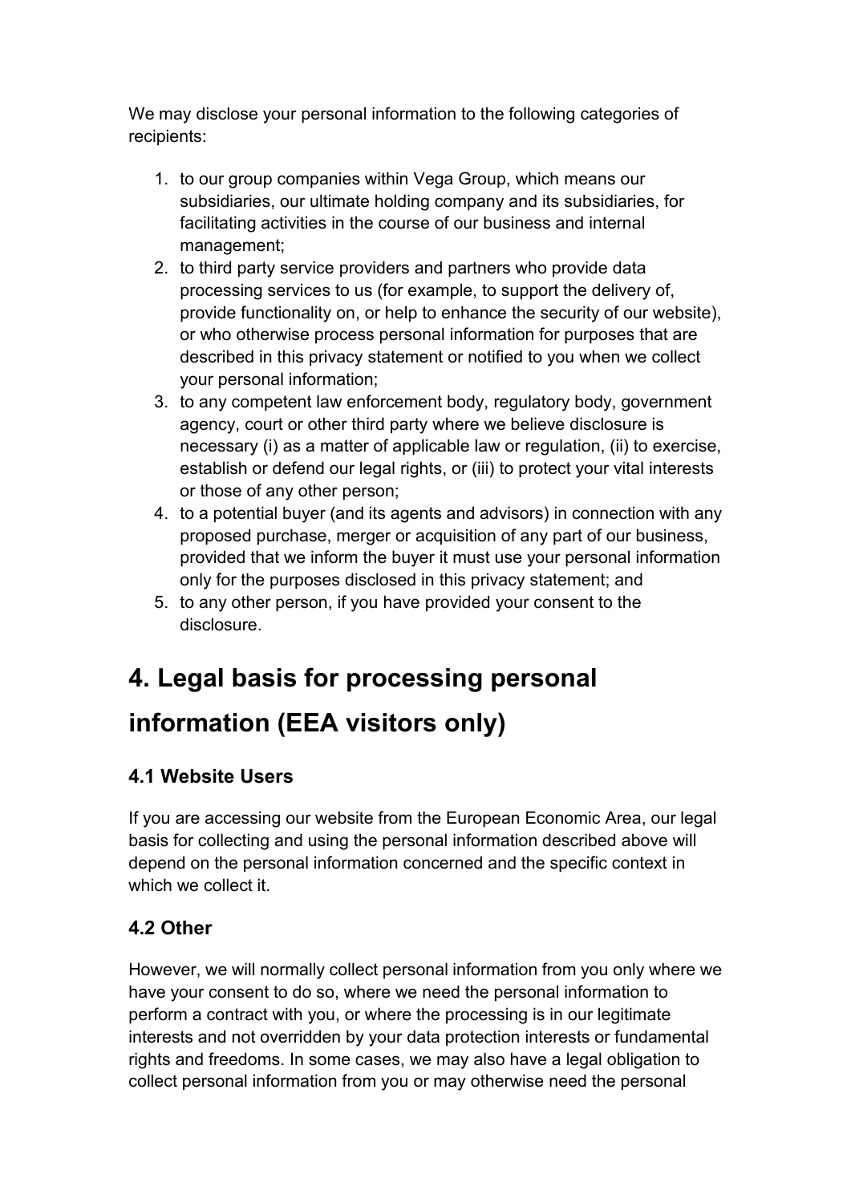We may disclose your personal information to the following categories of recipients:

1. to our group companies within Vega Group, which means our subsidiaries, our ultimate holding company and its subsidiaries, for facilitating activities in the course of our business and internal management;
2. to third party service providers and partners who provide data processing services to us (for example, to support the delivery of, provide functionality on, or help to enhance the security of our website), or who otherwise process personal information for purposes that are described in this privacy statement or notified to you when we collect your personal information;
3. to any competent law enforcement body, regulatory body, government agency, court or other third party where we believe disclosure is necessary (i) as a matter of applicable law or regulation, (ii) to exercise, establish or defend our legal rights, or (iii) to protect your vital interests or those of any other person;
4. to a potential buyer (and its agents and advisors) in connection with any proposed purchase, merger or acquisition of any part of our business, provided that we inform the buyer it must use your personal information only for the purposes disclosed in this privacy statement; and
5. to any other person, if you have provided your consent to the disclosure.

# 4. Legal basis for processing personal information (EEA visitors only)

### 4.1 Website Users

If you are accessing our website from the European Economic Area, our legal basis for collecting and using the personal information described above will depend on the personal information concerned and the specific context in which we collect it.

### 4.2 Other

However, we will normally collect personal information from you only where we have your consent to do so, where we need the personal information to perform a contract with you, or where the processing is in our legitimate interests and not overridden by your data protection interests or fundamental rights and freedoms. In some cases, we may also have a legal obligation to collect personal information from you or may otherwise need the personal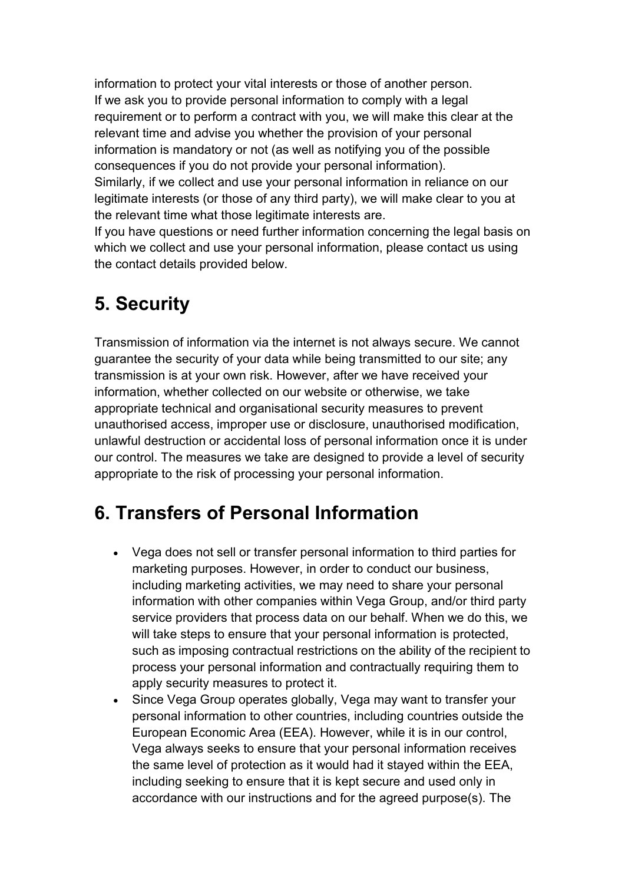information to protect your vital interests or those of another person.
If we ask you to provide personal information to comply with a legal requirement or to perform a contract with you, we will make this clear at the relevant time and advise you whether the provision of your personal information is mandatory or not (as well as notifying you of the possible consequences if you do not provide your personal information).
Similarly, if we collect and use your personal information in reliance on our legitimate interests (or those of any third party), we will make clear to you at the relevant time what those legitimate interests are.
If you have questions or need further information concerning the legal basis on which we collect and use your personal information, please contact us using the contact details provided below.

## 5. Security

Transmission of information via the internet is not always secure. We cannot guarantee the security of your data while being transmitted to our site; any transmission is at your own risk. However, after we have received your information, whether collected on our website or otherwise, we take appropriate technical and organisational security measures to prevent unauthorised access, improper use or disclosure, unauthorised modification, unlawful destruction or accidental loss of personal information once it is under our control. The measures we take are designed to provide a level of security appropriate to the risk of processing your personal information.

## 6. Transfers of Personal Information

- Vega does not sell or transfer personal information to third parties for marketing purposes. However, in order to conduct our business, including marketing activities, we may need to share your personal information with other companies within Vega Group, and/or third party service providers that process data on our behalf. When we do this, we will take steps to ensure that your personal information is protected, such as imposing contractual restrictions on the ability of the recipient to process your personal information and contractually requiring them to apply security measures to protect it.
- Since Vega Group operates globally, Vega may want to transfer your personal information to other countries, including countries outside the European Economic Area (EEA). However, while it is in our control, Vega always seeks to ensure that your personal information receives the same level of protection as it would had it stayed within the EEA, including seeking to ensure that it is kept secure and used only in accordance with our instructions and for the agreed purpose(s). The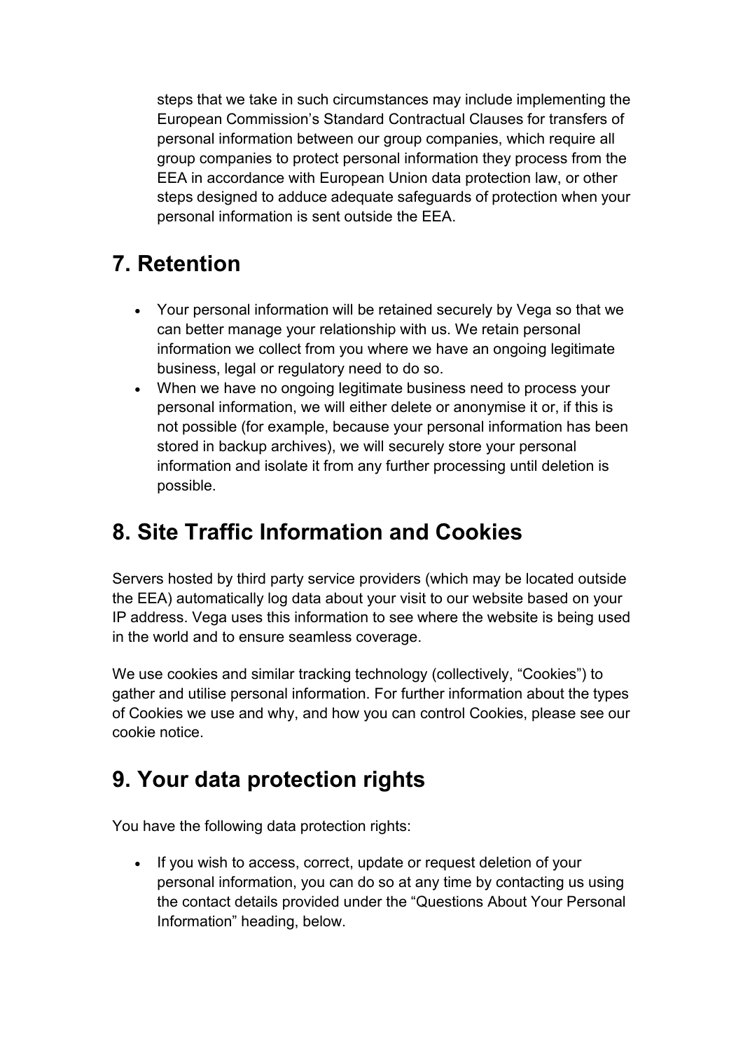steps that we take in such circumstances may include implementing the European Commission's Standard Contractual Clauses for transfers of personal information between our group companies, which require all group companies to protect personal information they process from the EEA in accordance with European Union data protection law, or other steps designed to adduce adequate safeguards of protection when your personal information is sent outside the EEA.

## 7. Retention

- Your personal information will be retained securely by Vega so that we can better manage your relationship with us. We retain personal information we collect from you where we have an ongoing legitimate business, legal or regulatory need to do so.
- When we have no ongoing legitimate business need to process your personal information, we will either delete or anonymise it or, if this is not possible (for example, because your personal information has been stored in backup archives), we will securely store your personal information and isolate it from any further processing until deletion is possible.

## 8. Site Traffic Information and Cookies

Servers hosted by third party service providers (which may be located outside the EEA) automatically log data about your visit to our website based on your IP address. Vega uses this information to see where the website is being used in the world and to ensure seamless coverage.

We use cookies and similar tracking technology (collectively, "Cookies") to gather and utilise personal information. For further information about the types of Cookies we use and why, and how you can control Cookies, please see our cookie notice.

## 9. Your data protection rights

You have the following data protection rights:

- If you wish to access, correct, update or request deletion of your personal information, you can do so at any time by contacting us using the contact details provided under the "Questions About Your Personal Information" heading, below.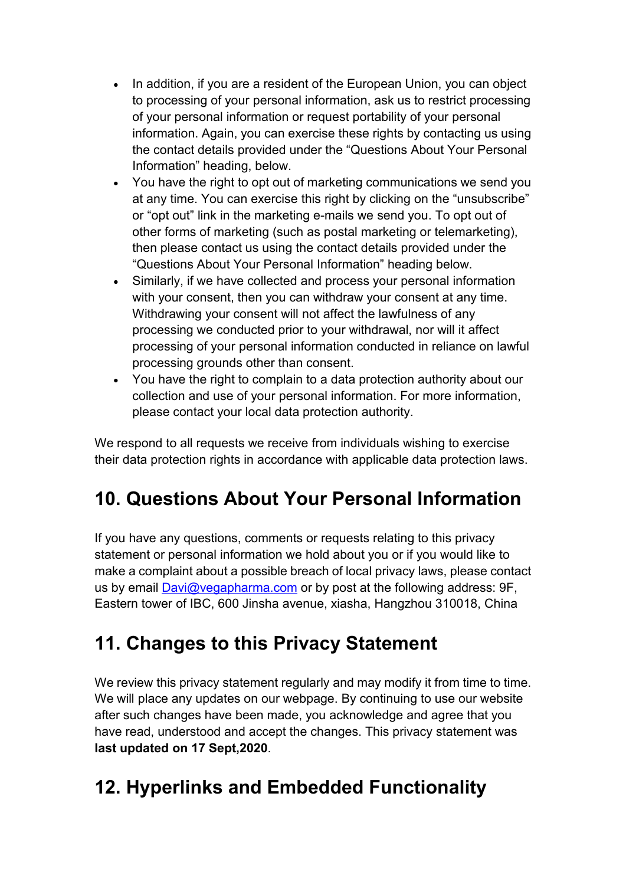- In addition, if you are a resident of the European Union, you can object to processing of your personal information, ask us to restrict processing of your personal information or request portability of your personal information. Again, you can exercise these rights by contacting us using the contact details provided under the “Questions About Your Personal Information” heading, below.
- You have the right to opt out of marketing communications we send you at any time. You can exercise this right by clicking on the “unsubscribe” or “opt out” link in the marketing e-mails we send you. To opt out of other forms of marketing (such as postal marketing or telemarketing), then please contact us using the contact details provided under the “Questions About Your Personal Information” heading below.
- Similarly, if we have collected and process your personal information with your consent, then you can withdraw your consent at any time. Withdrawing your consent will not affect the lawfulness of any processing we conducted prior to your withdrawal, nor will it affect processing of your personal information conducted in reliance on lawful processing grounds other than consent.
- You have the right to complain to a data protection authority about our collection and use of your personal information. For more information, please contact your local data protection authority.

We respond to all requests we receive from individuals wishing to exercise their data protection rights in accordance with applicable data protection laws.

## 10. Questions About Your Personal Information

If you have any questions, comments or requests relating to this privacy statement or personal information we hold about you or if you would like to make a complaint about a possible breach of local privacy laws, please contact us by email Davi@vegapharma.com or by post at the following address: 9F, Eastern tower of IBC, 600 Jinsha avenue, xiasha, Hangzhou 310018, China

## 11. Changes to this Privacy Statement

We review this privacy statement regularly and may modify it from time to time. We will place any updates on our webpage. By continuing to use our website after such changes have been made, you acknowledge and agree that you have read, understood and accept the changes. This privacy statement was **last updated on 17 Sept,2020**.

## 12. Hyperlinks and Embedded Functionality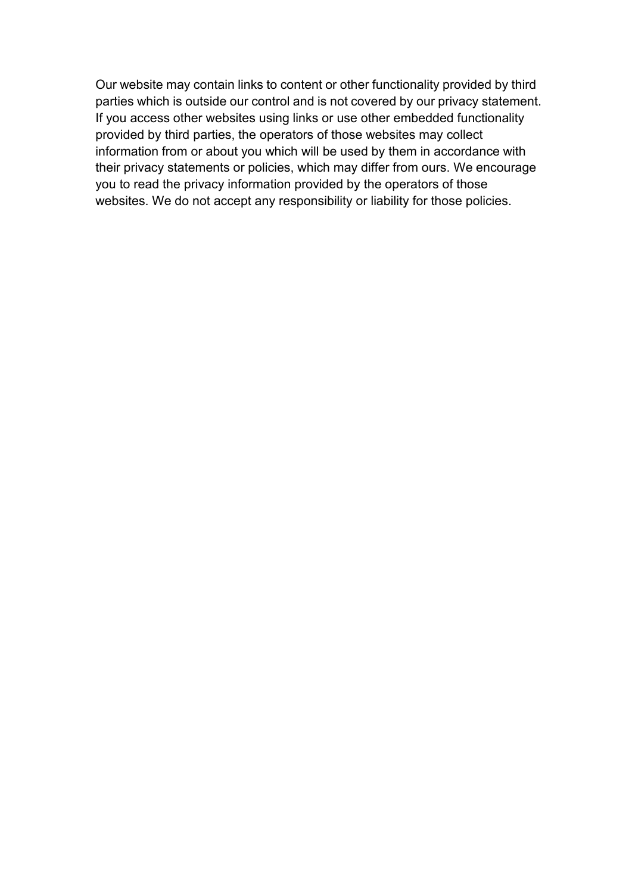Our website may contain links to content or other functionality provided by third parties which is outside our control and is not covered by our privacy statement. If you access other websites using links or use other embedded functionality provided by third parties, the operators of those websites may collect information from or about you which will be used by them in accordance with their privacy statements or policies, which may differ from ours. We encourage you to read the privacy information provided by the operators of those websites. We do not accept any responsibility or liability for those policies.